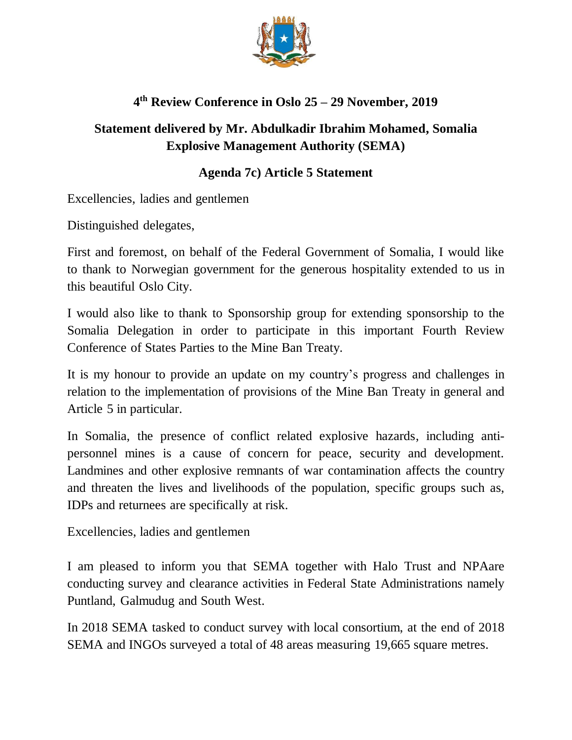## 4th Review Conference in Oslo 25 – 29 November, 2019

## Statement delivered by Mr. Abdulkadir Ibrahim Mohamed, Somalia Explosive Management Authority (SEMA)

### Agenda 7c) Article 5 Statement

Excellencies, ladies and gentlemen

Distinguished delegates,

First and foremost, on behalf of the Federal Government of Somalia, I would like to thank to Norwegian government for the generous hospitality extended to us in this beautiful Oslo City.

I would also like to thank to Sponsorship group for extending sponsorship to the Somalia Delegation in order to participate in this important Fourth Review Conference of States Parties to the Mine Ban Treaty.

It is my honour to provide an update on my country's progress and challenges in relation to the implementation of provisions of the Mine Ban Treaty in general and Article 5 in particular.

In Somalia, the presence of conflict related explosive hazards, including anti-personnel mines is a cause of concern for peace, security and development. Landmines and other explosive remnants of war contamination affects the country and threaten the lives and livelihoods of the population, specific groups such as, IDPs and returnees are specifically at risk.

Excellencies, ladies and gentlemen

I am pleased to inform you that SEMA together with Halo Trust and NPAare conducting survey and clearance activities in Federal State Administrations namely Puntland, Galmudug and South West.

In 2018 SEMA tasked to conduct survey with local consortium, at the end of 2018 SEMA and INGOs surveyed a total of 48 areas measuring 19,665 square metres.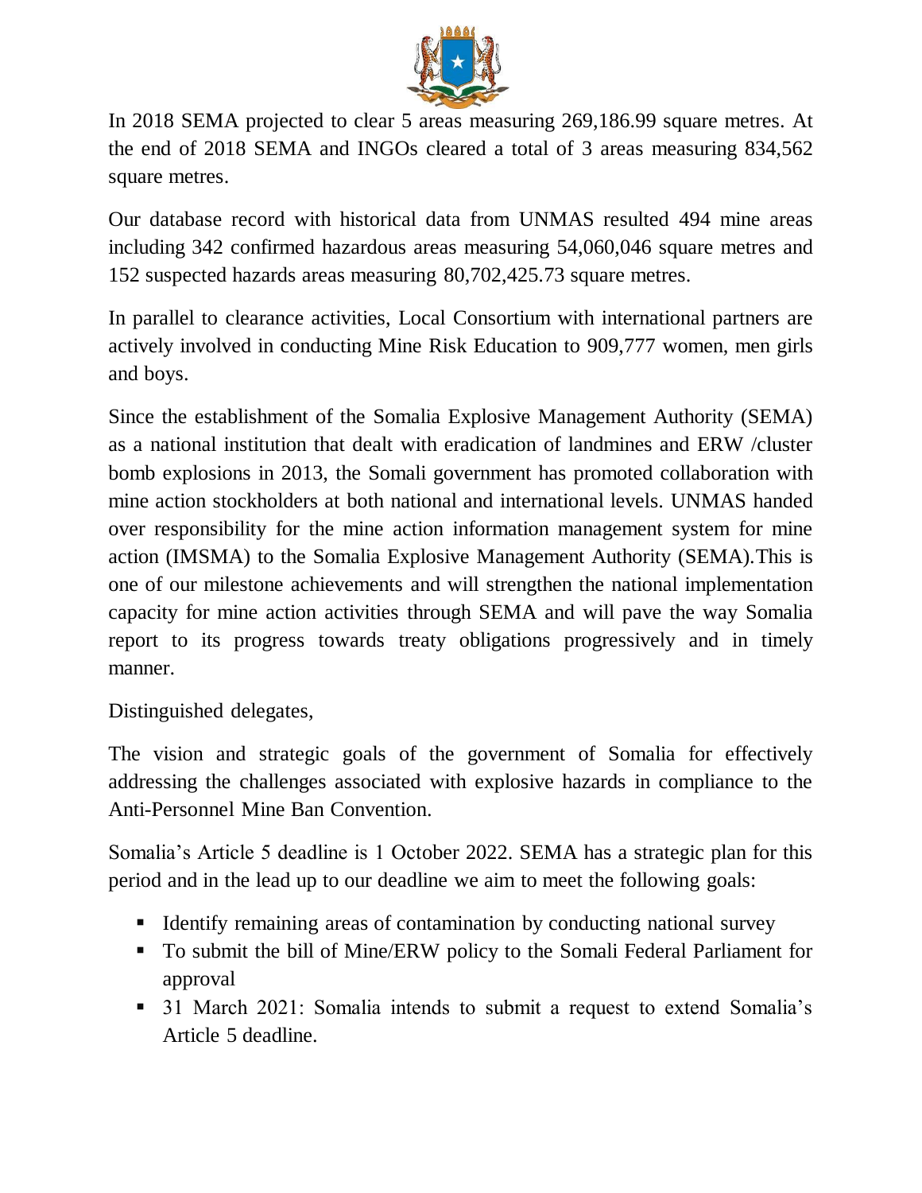In 2018 SEMA projected to clear 5 areas measuring 269,186.99 square metres. At the end of 2018 SEMA and INGOs cleared a total of 3 areas measuring 834,562 square metres.

Our database record with historical data from UNMAS resulted 494 mine areas including 342 confirmed hazardous areas measuring 54,060,046 square metres and 152 suspected hazards areas measuring 80,702,425.73 square metres.

In parallel to clearance activities, Local Consortium with international partners are actively involved in conducting Mine Risk Education to 909,777 women, men girls and boys.

Since the establishment of the Somalia Explosive Management Authority (SEMA) as a national institution that dealt with eradication of landmines and ERW /cluster bomb explosions in 2013, the Somali government has promoted collaboration with mine action stockholders at both national and international levels. UNMAS handed over responsibility for the mine action information management system for mine action (IMSMA) to the Somalia Explosive Management Authority (SEMA).This is one of our milestone achievements and will strengthen the national implementation capacity for mine action activities through SEMA and will pave the way Somalia report to its progress towards treaty obligations progressively and in timely manner.

Distinguished delegates,

The vision and strategic goals of the government of Somalia for effectively addressing the challenges associated with explosive hazards in compliance to the Anti-Personnel Mine Ban Convention.

Somalia's Article 5 deadline is 1 October 2022. SEMA has a strategic plan for this period and in the lead up to our deadline we aim to meet the following goals:

- Identify remaining areas of contamination by conducting national survey
- To submit the bill of Mine/ERW policy to the Somali Federal Parliament for approval
- 31 March 2021: Somalia intends to submit a request to extend Somalia's Article 5 deadline.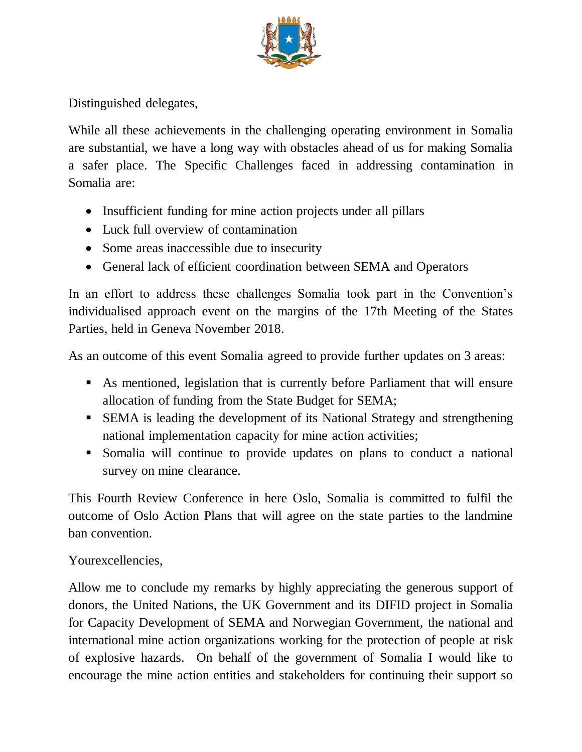Distinguished delegates,

While all these achievements in the challenging operating environment in Somalia are substantial, we have a long way with obstacles ahead of us for making Somalia a safer place. The Specific Challenges faced in addressing contamination in Somalia are:

- Insufficient funding for mine action projects under all pillars
- Luck full overview of contamination
- Some areas inaccessible due to insecurity
- General lack of efficient coordination between SEMA and Operators

In an effort to address these challenges Somalia took part in the Convention's individualised approach event on the margins of the 17th Meeting of the States Parties, held in Geneva November 2018.

As an outcome of this event Somalia agreed to provide further updates on 3 areas:

- As mentioned, legislation that is currently before Parliament that will ensure allocation of funding from the State Budget for SEMA;
- SEMA is leading the development of its National Strategy and strengthening national implementation capacity for mine action activities;
- Somalia will continue to provide updates on plans to conduct a national survey on mine clearance.

This Fourth Review Conference in here Oslo, Somalia is committed to fulfil the outcome of Oslo Action Plans that will agree on the state parties to the landmine ban convention.

Yourexcellencies,

Allow me to conclude my remarks by highly appreciating the generous support of donors, the United Nations, the UK Government and its DIFID project in Somalia for Capacity Development of SEMA and Norwegian Government, the national and international mine action organizations working for the protection of people at risk of explosive hazards. On behalf of the government of Somalia I would like to encourage the mine action entities and stakeholders for continuing their support so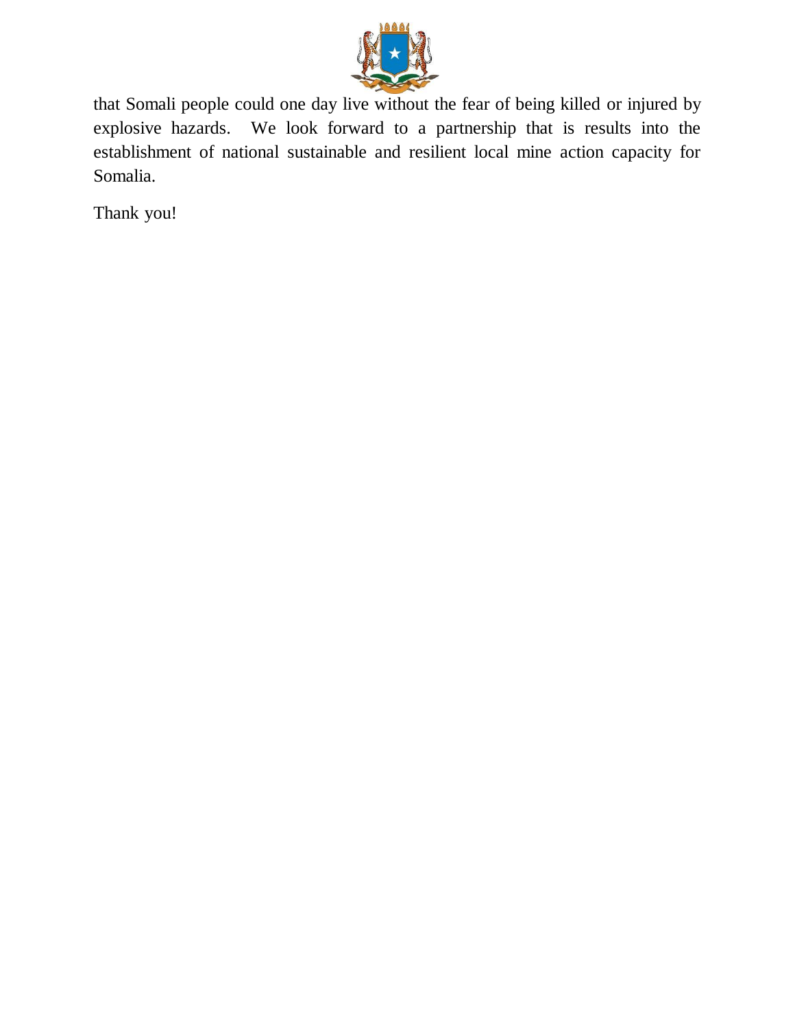that Somali people could one day live without the fear of being killed or injured by explosive hazards. We look forward to a partnership that is results into the establishment of national sustainable and resilient local mine action capacity for Somalia.

Thank you!